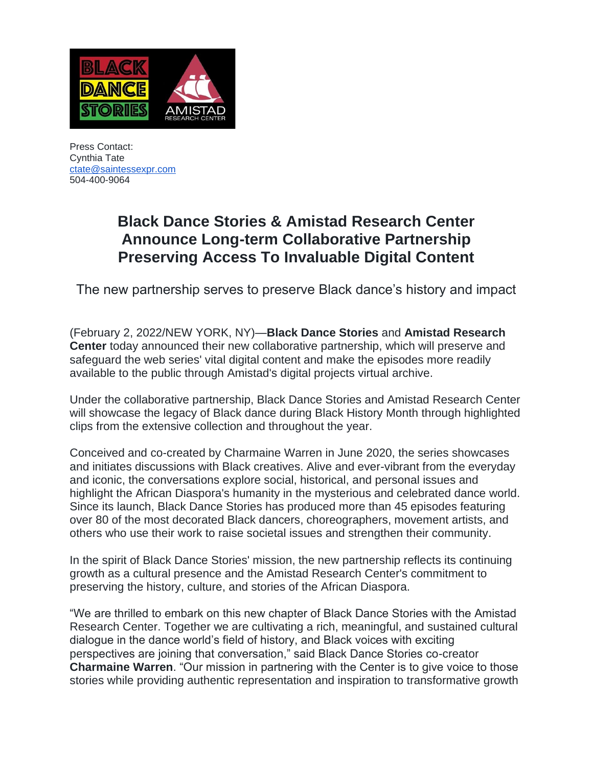Press Contact:
Cynthia Tate
ctate@saintessexpr.com
504-400-9064

# Black Dance Stories & Amistad Research Center Announce Long-term Collaborative Partnership Preserving Access To Invaluable Digital Content

## The new partnership serves to preserve Black dance's history and impact

(February 2, 2022/NEW YORK, NY)—**Black Dance Stories** and **Amistad Research Center** today announced their new collaborative partnership, which will preserve and safeguard the web series' vital digital content and make the episodes more readily available to the public through Amistad's digital projects virtual archive.

Under the collaborative partnership, Black Dance Stories and Amistad Research Center will showcase the legacy of Black dance during Black History Month through highlighted clips from the extensive collection and throughout the year.

Conceived and co-created by Charmaine Warren in June 2020, the series showcases and initiates discussions with Black creatives. Alive and ever-vibrant from the everyday and iconic, the conversations explore social, historical, and personal issues and highlight the African Diaspora's humanity in the mysterious and celebrated dance world. Since its launch, Black Dance Stories has produced more than 45 episodes featuring over 80 of the most decorated Black dancers, choreographers, movement artists, and others who use their work to raise societal issues and strengthen their community.

In the spirit of Black Dance Stories' mission, the new partnership reflects its continuing growth as a cultural presence and the Amistad Research Center's commitment to preserving the history, culture, and stories of the African Diaspora.

"We are thrilled to embark on this new chapter of Black Dance Stories with the Amistad Research Center. Together we are cultivating a rich, meaningful, and sustained cultural dialogue in the dance world's field of history, and Black voices with exciting perspectives are joining that conversation," said Black Dance Stories co-creator **Charmaine Warren**. "Our mission in partnering with the Center is to give voice to those stories while providing authentic representation and inspiration to transformative growth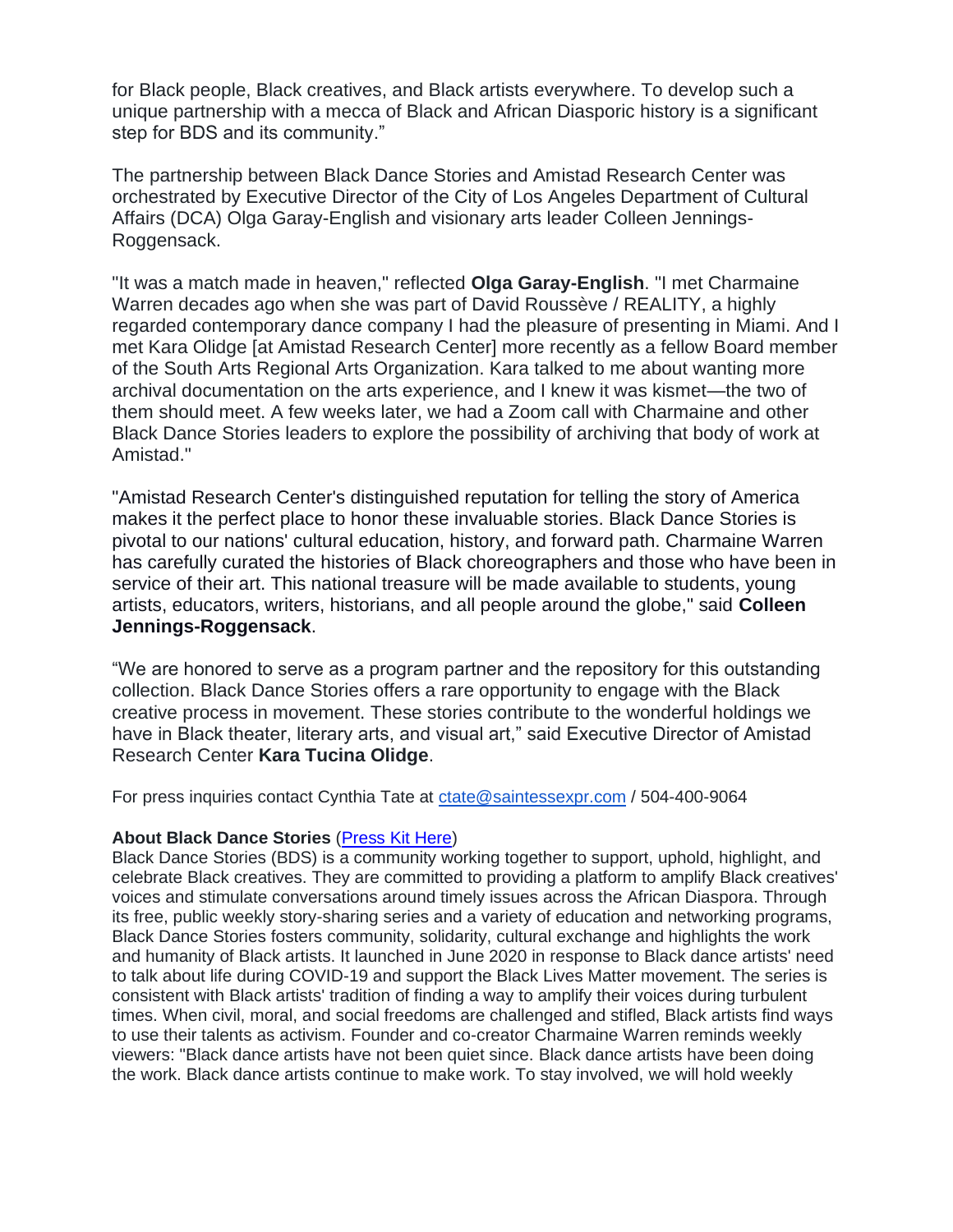for Black people, Black creatives, and Black artists everywhere. To develop such a unique partnership with a mecca of Black and African Diasporic history is a significant step for BDS and its community."

The partnership between Black Dance Stories and Amistad Research Center was orchestrated by Executive Director of the City of Los Angeles Department of Cultural Affairs (DCA) Olga Garay-English and visionary arts leader Colleen Jennings-Roggensack.

"It was a match made in heaven," reflected **Olga Garay-English**. "I met Charmaine Warren decades ago when she was part of David Roussève / REALITY, a highly regarded contemporary dance company I had the pleasure of presenting in Miami. And I met Kara Olidge [at Amistad Research Center] more recently as a fellow Board member of the South Arts Regional Arts Organization. Kara talked to me about wanting more archival documentation on the arts experience, and I knew it was kismet—the two of them should meet. A few weeks later, we had a Zoom call with Charmaine and other Black Dance Stories leaders to explore the possibility of archiving that body of work at Amistad."

"Amistad Research Center's distinguished reputation for telling the story of America makes it the perfect place to honor these invaluable stories. Black Dance Stories is pivotal to our nations' cultural education, history, and forward path. Charmaine Warren has carefully curated the histories of Black choreographers and those who have been in service of their art. This national treasure will be made available to students, young artists, educators, writers, historians, and all people around the globe," said **Colleen Jennings-Roggensack**.

"We are honored to serve as a program partner and the repository for this outstanding collection. Black Dance Stories offers a rare opportunity to engage with the Black creative process in movement. These stories contribute to the wonderful holdings we have in Black theater, literary arts, and visual art," said Executive Director of Amistad Research Center **Kara Tucina Olidge**.

For press inquiries contact Cynthia Tate at [ctate@saintessexpr.com](mailto:ctate@saintessexpr.com) / 504-400-9064

**About Black Dance Stories** ([Press Kit Here]())
Black Dance Stories (BDS) is a community working together to support, uphold, highlight, and celebrate Black creatives. They are committed to providing a platform to amplify Black creatives' voices and stimulate conversations around timely issues across the African Diaspora. Through its free, public weekly story-sharing series and a variety of education and networking programs, Black Dance Stories fosters community, solidarity, cultural exchange and highlights the work and humanity of Black artists. It launched in June 2020 in response to Black dance artists' need to talk about life during COVID-19 and support the Black Lives Matter movement. The series is consistent with Black artists' tradition of finding a way to amplify their voices during turbulent times. When civil, moral, and social freedoms are challenged and stifled, Black artists find ways to use their talents as activism. Founder and co-creator Charmaine Warren reminds weekly viewers: "Black dance artists have not been quiet since. Black dance artists have been doing the work. Black dance artists continue to make work. To stay involved, we will hold weekly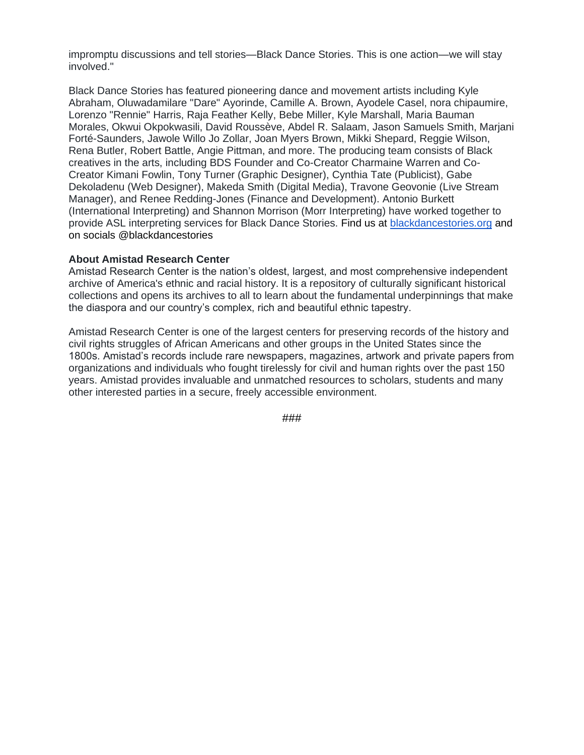impromptu discussions and tell stories—Black Dance Stories. This is one action—we will stay involved."

Black Dance Stories has featured pioneering dance and movement artists including Kyle Abraham, Oluwadamilare "Dare" Ayorinde, Camille A. Brown, Ayodele Casel, nora chipaumire, Lorenzo "Rennie" Harris, Raja Feather Kelly, Bebe Miller, Kyle Marshall, Maria Bauman Morales, Okwui Okpokwasili, David Roussève, Abdel R. Salaam, Jason Samuels Smith, Marjani Forté-Saunders, Jawole Willo Jo Zollar, Joan Myers Brown, Mikki Shepard, Reggie Wilson, Rena Butler, Robert Battle, Angie Pittman, and more. The producing team consists of Black creatives in the arts, including BDS Founder and Co-Creator Charmaine Warren and Co-Creator Kimani Fowlin, Tony Turner (Graphic Designer), Cynthia Tate (Publicist), Gabe Dekoladenu (Web Designer), Makeda Smith (Digital Media), Travone Geovonie (Live Stream Manager), and Renee Redding-Jones (Finance and Development). Antonio Burkett (International Interpreting) and Shannon Morrison (Morr Interpreting) have worked together to provide ASL interpreting services for Black Dance Stories. Find us at [blackdancestories.org](https://blackdancestories.org) and on socials @blackdancestories

**About Amistad Research Center**

Amistad Research Center is the nation's oldest, largest, and most comprehensive independent archive of America's ethnic and racial history. It is a repository of culturally significant historical collections and opens its archives to all to learn about the fundamental underpinnings that make the diaspora and our country's complex, rich and beautiful ethnic tapestry.

Amistad Research Center is one of the largest centers for preserving records of the history and civil rights struggles of African Americans and other groups in the United States since the 1800s. Amistad's records include rare newspapers, magazines, artwork and private papers from organizations and individuals who fought tirelessly for civil and human rights over the past 150 years. Amistad provides invaluable and unmatched resources to scholars, students and many other interested parties in a secure, freely accessible environment.

###